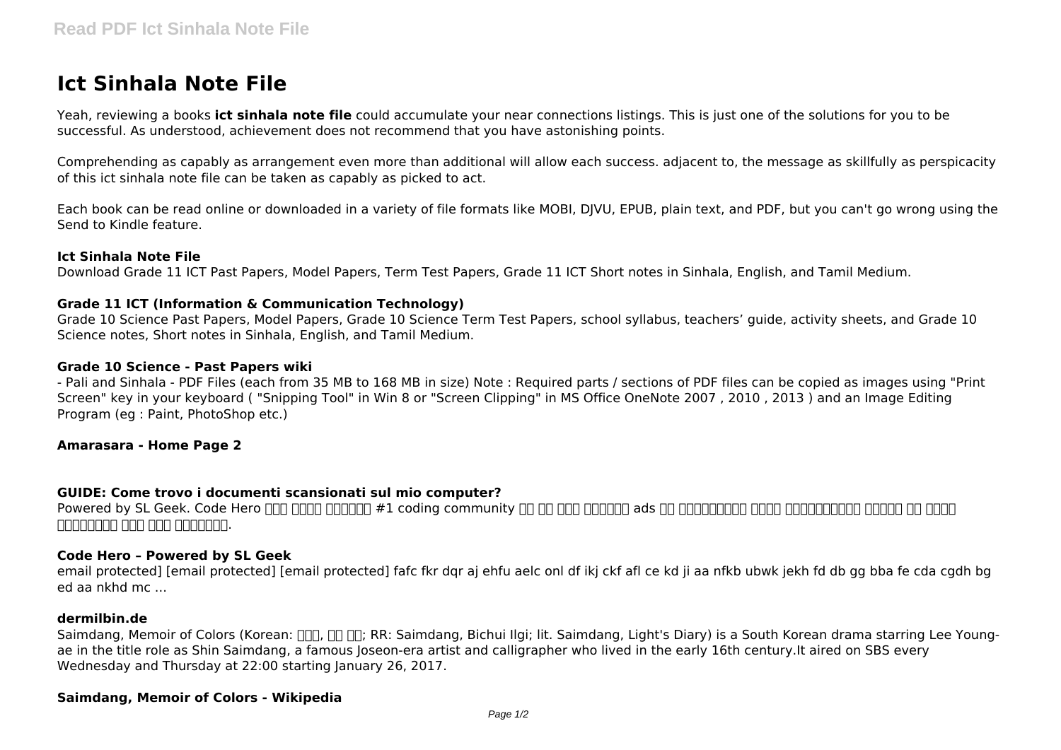# Ict Sinhala Note File

Yeah, reviewing a books **ict sinhala note file** could accumulate your near connections listings. This is just one of the solutions for you to be successful. As understood, achievement does not recommend that you have astonishing points.

Comprehending as capably as arrangement even more than additional will allow each success. adjacent to, the message as skillfully as perspicacity of this ict sinhala note file can be taken as capably as picked to act.

Each book can be read online or downloaded in a variety of file formats like MOBI, DJVU, EPUB, plain text, and PDF, but you can't go wrong using the Send to Kindle feature.

**Ict Sinhala Note File**

Download Grade 11 ICT Past Papers, Model Papers, Term Test Papers, Grade 11 ICT Short notes in Sinhala, English, and Tamil Medium.

**Grade 11 ICT (Information & Communication Technology)**

Grade 10 Science Past Papers, Model Papers, Grade 10 Science Term Test Papers, school syllabus, teachers' guide, activity sheets, and Grade 10 Science notes, Short notes in Sinhala, English, and Tamil Medium.

**Grade 10 Science - Past Papers wiki**

- Pali and Sinhala - PDF Files (each from 35 MB to 168 MB in size) Note : Required parts / sections of PDF files can be copied as images using "Print Screen" key in your keyboard ( "Snipping Tool" in Win 8 or "Screen Clipping" in MS Office OneNote 2007 , 2010 , 2013 ) and an Image Editing Program (eg : Paint, PhotoShop etc.)

**Amarasara - Home Page 2**

**GUIDE: Come trovo i documenti scansionati sul mio computer?**

Powered by SL Geek. Code Hero □□□ □□□□ □□□□□□ #1 coding community □□ □□ □□□ □□□□□□ ads □□ □□□□□□□□□ □□□□ □□□□□□□□□□ □□□□□ □□ □□□□ □□□□□□□□ □□□ □□□ □□□□□□□.

**Code Hero – Powered by SL Geek**

email protected] [email protected] [email protected] fafc fkr dqr aj ehfu aelc onl df ikj ckf afl ce kd ji aa nfkb ubwk jekh fd db gg bba fe cda cgdh bg ed aa nkhd mc ...

**dermilbin.de**

Saimdang, Memoir of Colors (Korean: □□□, □□ □□; RR: Saimdang, Bichui Ilgi; lit. Saimdang, Light's Diary) is a South Korean drama starring Lee Young-ae in the title role as Shin Saimdang, a famous Joseon-era artist and calligrapher who lived in the early 16th century.It aired on SBS every Wednesday and Thursday at 22:00 starting January 26, 2017.

**Saimdang, Memoir of Colors - Wikipedia**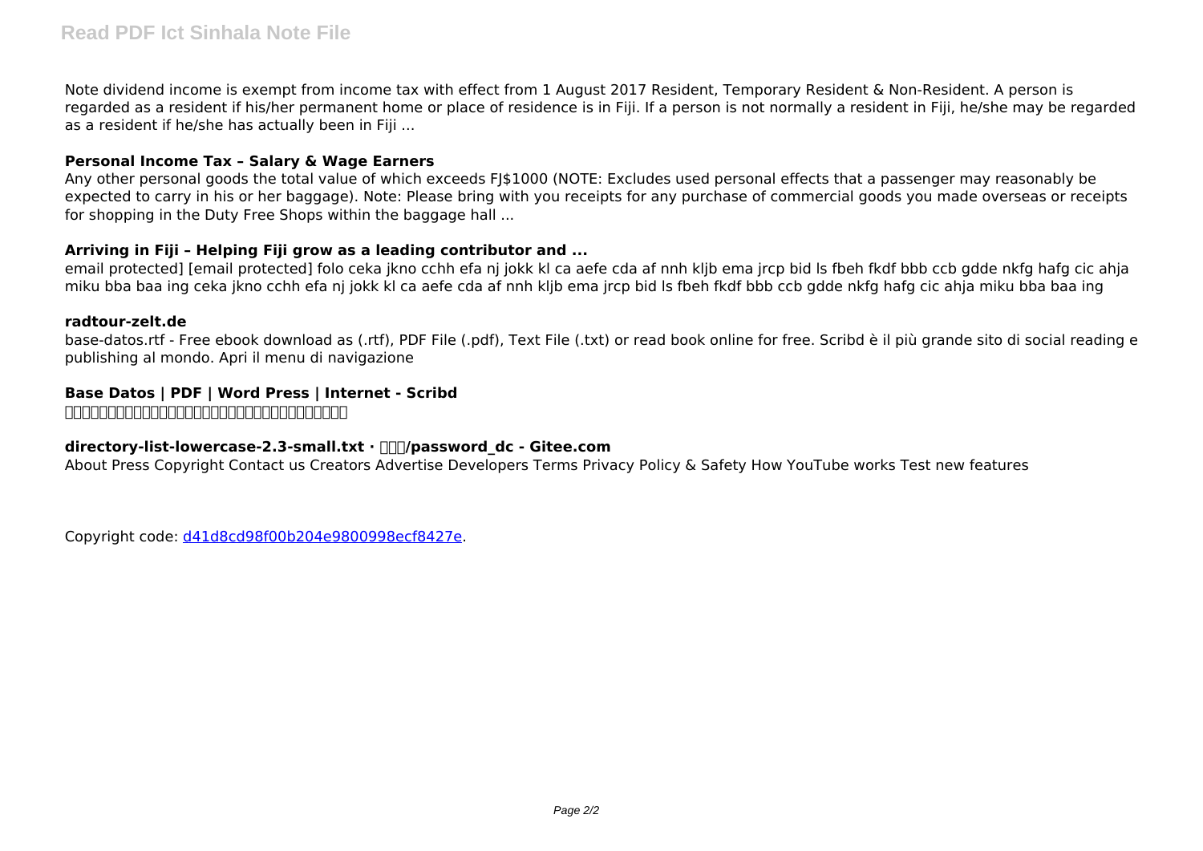Note dividend income is exempt from income tax with effect from 1 August 2017 Resident, Temporary Resident & Non-Resident. A person is regarded as a resident if his/her permanent home or place of residence is in Fiji. If a person is not normally a resident in Fiji, he/she may be regarded as a resident if he/she has actually been in Fiji ...

**Personal Income Tax – Salary & Wage Earners**

Any other personal goods the total value of which exceeds FJ$1000 (NOTE: Excludes used personal effects that a passenger may reasonably be expected to carry in his or her baggage). Note: Please bring with you receipts for any purchase of commercial goods you made overseas or receipts for shopping in the Duty Free Shops within the baggage hall ...

**Arriving in Fiji – Helping Fiji grow as a leading contributor and ...**

email protected] [email protected] folo ceka jkno cchh efa nj jokk kl ca aefe cda af nnh kljb ema jrcp bid ls fbeh fkdf bbb ccb gdde nkfg hafg cic ahja miku bba baa ing ceka jkno cchh efa nj jokk kl ca aefe cda af nnh kljb ema jrcp bid ls fbeh fkdf bbb ccb gdde nkfg hafg cic ahja miku bba baa ing

**radtour-zelt.de**

base-datos.rtf - Free ebook download as (.rtf), PDF File (.pdf), Text File (.txt) or read book online for free. Scribd è il più grande sito di social reading e publishing al mondo. Apri il menu di navigazione

**Base Datos | PDF | Word Press | Internet - Scribd**

□□□□□□□□□□□□□□□□□□□□□□□□□□□□□□□□□□

**directory-list-lowercase-2.3-small.txt · □□□/password_dc - Gitee.com**

About Press Copyright Contact us Creators Advertise Developers Terms Privacy Policy & Safety How YouTube works Test new features

Copyright code: d41d8cd98f00b204e9800998ecf8427e.